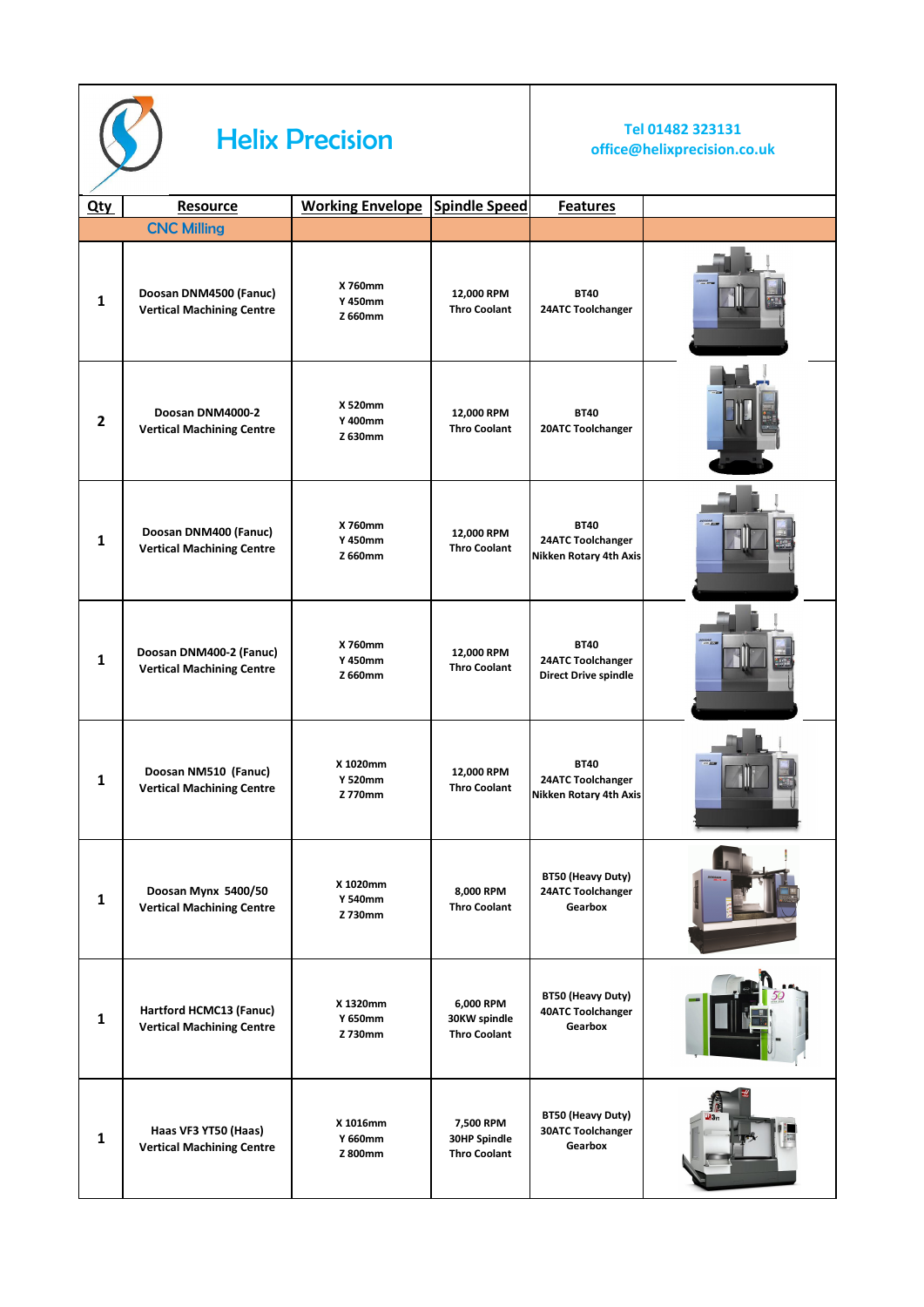# Helix Precision

Tel 01482 323131
office@helixprecision.co.uk

| Qty | Resource | Working Envelope | Spindle Speed | Features | |
|---|---|---|---|---|---|
| | **CNC Milling** | | | | |
| 1 | Doosan DNM4500 (Fanuc) Vertical Machining Centre | X 760mm Y 450mm Z 660mm | 12,000 RPM Thro Coolant | BT40 24ATC Toolchanger | |
| 2 | Doosan DNM4000-2 Vertical Machining Centre | X 520mm Y 400mm Z 630mm | 12,000 RPM Thro Coolant | BT40 20ATC Toolchanger | |
| 1 | Doosan DNM400 (Fanuc) Vertical Machining Centre | X 760mm Y 450mm Z 660mm | 12,000 RPM Thro Coolant | BT40 24ATC Toolchanger Nikken Rotary 4th Axis | |
| 1 | Doosan DNM400-2 (Fanuc) Vertical Machining Centre | X 760mm Y 450mm Z 660mm | 12,000 RPM Thro Coolant | BT40 24ATC Toolchanger Direct Drive spindle | |
| 1 | Doosan NM510 (Fanuc) Vertical Machining Centre | X 1020mm Y 520mm Z 770mm | 12,000 RPM Thro Coolant | BT40 24ATC Toolchanger Nikken Rotary 4th Axis | |
| 1 | Doosan Mynx 5400/50 Vertical Machining Centre | X 1020mm Y 540mm Z 730mm | 8,000 RPM Thro Coolant | BT50 (Heavy Duty) 24ATC Toolchanger Gearbox | |
| 1 | Hartford HCMC13 (Fanuc) Vertical Machining Centre | X 1320mm Y 650mm Z 730mm | 6,000 RPM 30KW spindle Thro Coolant | BT50 (Heavy Duty) 40ATC Toolchanger Gearbox | |
| 1 | Haas VF3 YT50 (Haas) Vertical Machining Centre | X 1016mm Y 660mm Z 800mm | 7,500 RPM 30HP Spindle Thro Coolant | BT50 (Heavy Duty) 30ATC Toolchanger Gearbox | |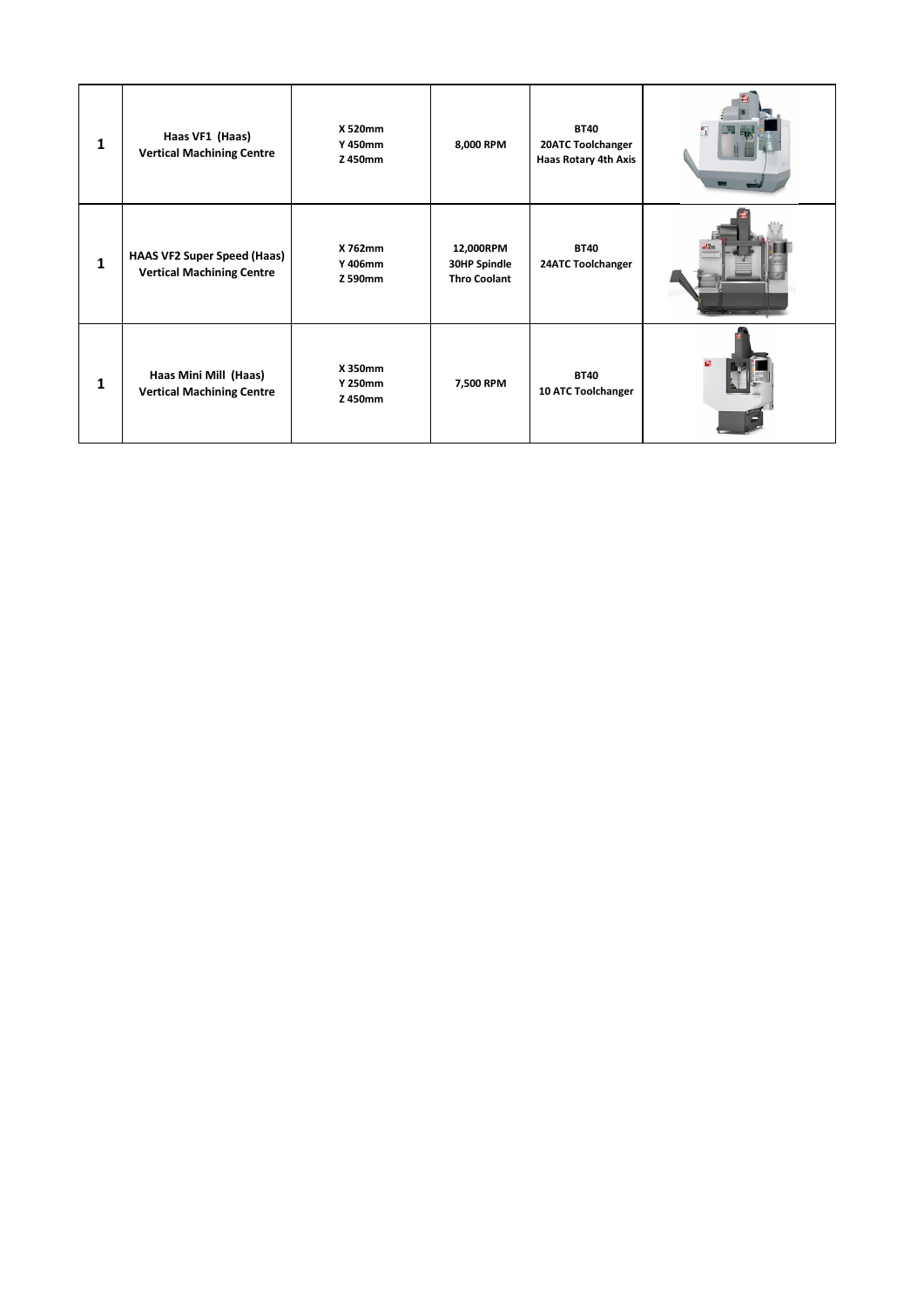| 1 | **Haas VF1 (Haas)**<br>**Vertical Machining Centre** | **X 520mm**<br>**Y 450mm**<br>**Z 450mm** | **8,000 RPM** | **BT40**<br>**20ATC Toolchanger**<br>**Haas Rotary 4th Axis** | |
|---|---|---|---|---|---|
| **1** | **HAAS VF2 Super Speed (Haas)**<br>**Vertical Machining Centre** | **X 762mm**<br>**Y 406mm**<br>**Z 590mm** | **12,000RPM**<br>**30HP Spindle**<br>**Thro Coolant** | **BT40**<br>**24ATC Toolchanger** | |
| **1** | **Haas Mini Mill (Haas)**<br>**Vertical Machining Centre** | **X 350mm**<br>**Y 250mm**<br>**Z 450mm** | **7,500 RPM** | **BT40**<br>**10 ATC Toolchanger** | |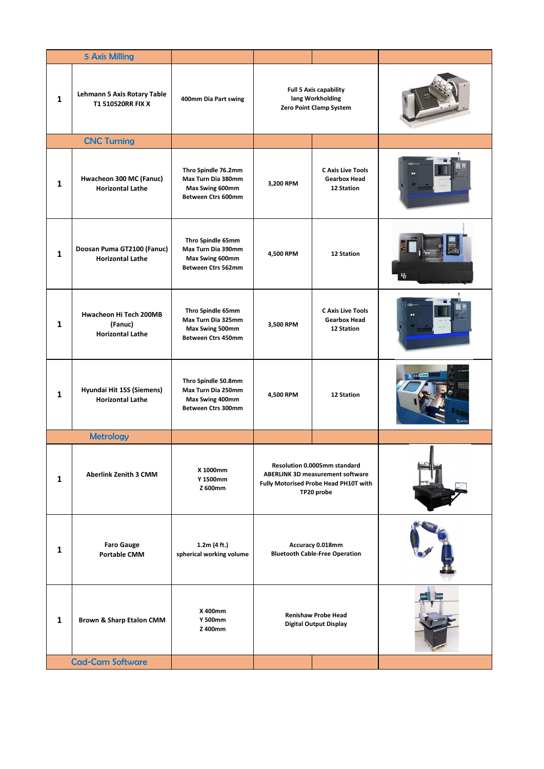| | | | | | |
|---|---|---|---|---|---|
| **5 Axis Milling** | | | | | |
| **1** | **Lehmann 5 Axis Rotary Table T1 510520RR FIX X** | **400mm Dia Part swing** | **Full 5 Axis capability lang Workholding Zero Point Clamp System** | | |
| **CNC Turning** | | | | | |
| **1** | **Hwacheon 300 MC (Fanuc) Horizontal Lathe** | **Thro Spindle 76.2mm Max Turn Dia 380mm Max Swing 600mm Between Ctrs 600mm** | **3,200 RPM** | **C Axis Live Tools Gearbox Head 12 Station** | |
| **1** | **Doosan Puma GT2100 (Fanuc) Horizontal Lathe** | **Thro Spindle 65mm Max Turn Dia 390mm Max Swing 600mm Between Ctrs 562mm** | **4,500 RPM** | **12 Station** | |
| **1** | **Hwacheon Hi Tech 200MB (Fanuc) Horizontal Lathe** | **Thro Spindle 65mm Max Turn Dia 325mm Max Swing 500mm Between Ctrs 450mm** | **3,500 RPM** | **C Axis Live Tools Gearbox Head 12 Station** | |
| **1** | **Hyundai Hit 15S (Siemens) Horizontal Lathe** | **Thro Spindle 50.8mm Max Turn Dia 250mm Max Swing 400mm Between Ctrs 300mm** | **4,500 RPM** | **12 Station** | |
| **Metrology** | | | | | |
| **1** | **Aberlink Zenith 3 CMM** | **X 1000mm Y 1500mm Z 600mm** | **Resolution 0.0005mm standard ABERLINK 3D measurement software Fully Motorised Probe Head PH10T with TP20 probe** | | |
| **1** | **Faro Gauge Portable CMM** | **1.2m (4 ft.) spherical working volume** | **Accuracy 0.018mm Bluetooth Cable-Free Operation** | | |
| **1** | **Brown & Sharp Etalon CMM** | **X 400mm Y 500mm Z 400mm** | **Renishaw Probe Head Digital Output Display** | | |
| **Cad-Cam Software** | | | | | |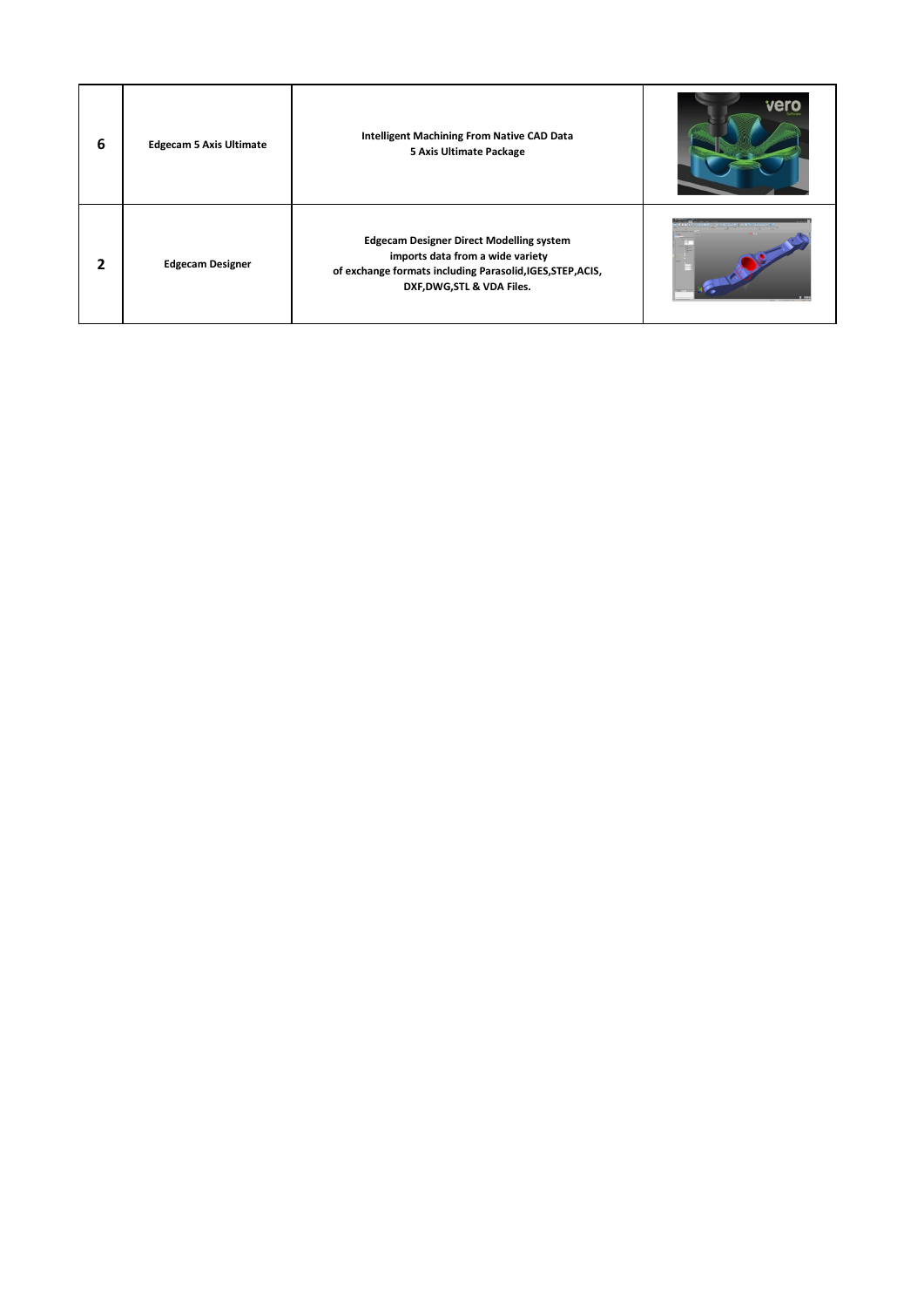| | | | |
|---|---|---|---|
| **6** | **Edgecam 5 Axis Ultimate** | **Intelligent Machining From Native CAD Data**<br>**5 Axis Ultimate Package** | |
| **2** | **Edgecam Designer** | **Edgecam Designer Direct Modelling system imports data from a wide variety of exchange formats including Parasolid,IGES,STEP,ACIS, DXF,DWG,STL & VDA Files.** | |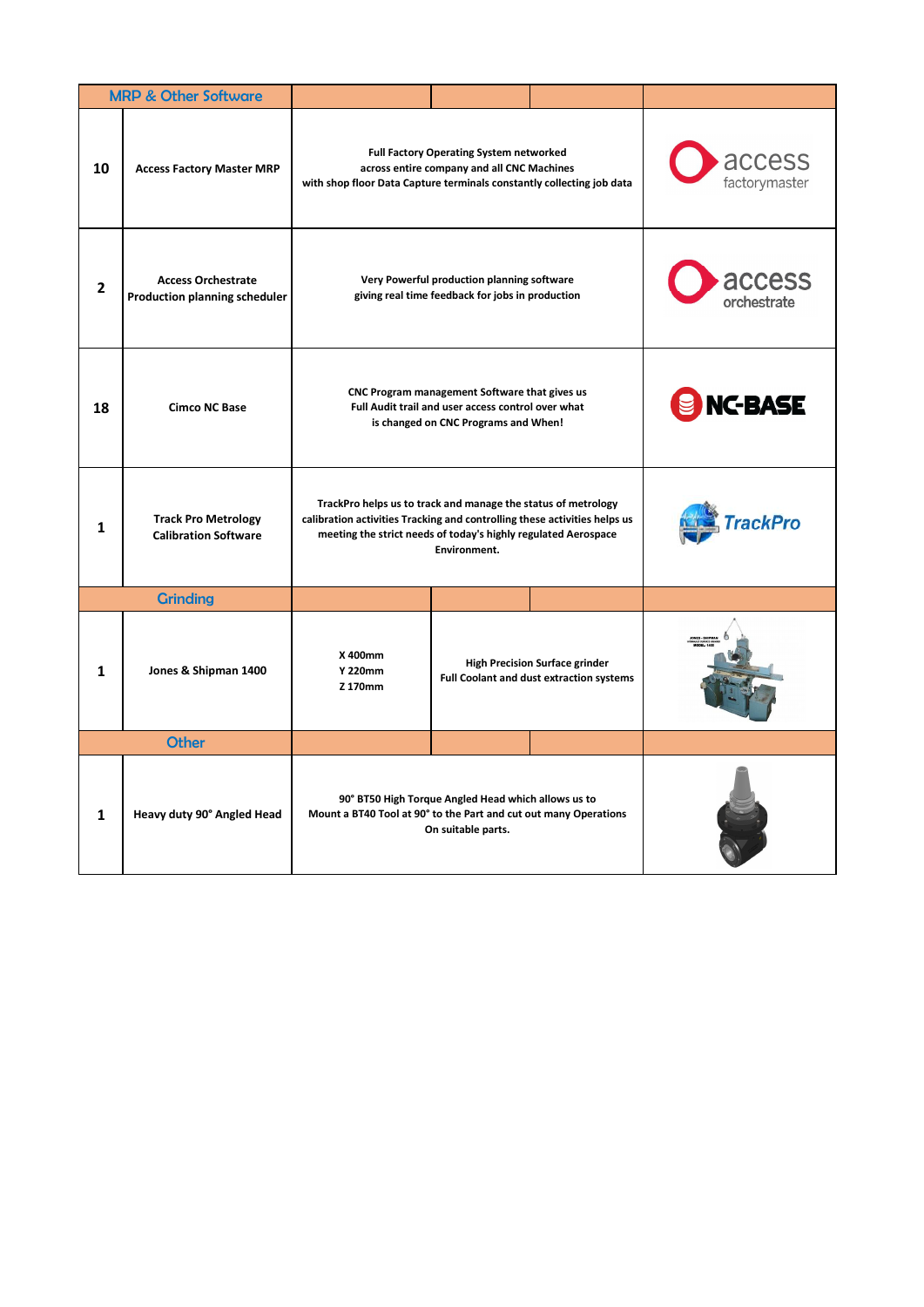| | | | | | |
|---|---|---|---|---|---|
| **MRP & Other Software** | | | | | |
| **10** | **Access Factory Master MRP** | **Full Factory Operating System networked across entire company and all CNC Machines with shop floor Data Capture terminals constantly collecting job data** | | | access factorymaster |
| **2** | **Access Orchestrate Production planning scheduler** | **Very Powerful production planning software giving real time feedback for jobs in production** | | | access orchestrate |
| **18** | **Cimco NC Base** | **CNC Program management Software that gives us Full Audit trail and user access control over what is changed on CNC Programs and When!** | | | NC-BASE |
| **1** | **Track Pro Metrology Calibration Software** | **TrackPro helps us to track and manage the status of metrology calibration activities Tracking and controlling these activities helps us meeting the strict needs of today's highly regulated Aerospace Environment.** | | | TrackPro |
| **Grinding** | | | | | |
| **1** | **Jones & Shipman 1400** | **X 400mm Y 220mm Z 170mm** | **High Precision Surface grinder Full Coolant and dust extraction systems** | | |
| **Other** | | | | | |
| **1** | **Heavy duty 90° Angled Head** | **90° BT50 High Torque Angled Head which allows us to Mount a BT40 Tool at 90° to the Part and cut out many Operations On suitable parts.** | | | |